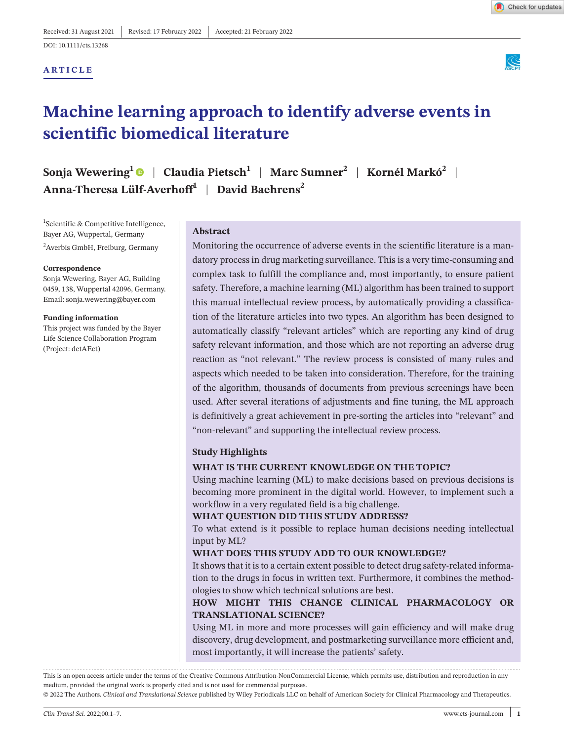Received: 31 August 2021 | Revised: 17 February 2022 | Accepted: 21 February 2022

DOI: 10.1111/cts.13268

ARTICLE

# Machine learning approach to identify adverse events in scientific biomedical literature

**Sonja Wewering**[1] | **Claudia Pietsch**[1] | **Marc Sumner**[2] | **Kornél Markó**[2] | **Anna-Theresa Lülf-Averhoff**[1] | **David Baehrens**[2]

[1]Scientific & Competitive Intelligence, Bayer AG, Wuppertal, Germany

[2]Averbis GmbH, Freiburg, Germany

**Correspondence**
Sonja Wewering, Bayer AG, Building 0459, 138, Wuppertal 42096, Germany.
Email: sonja.wewering@bayer.com

**Funding information**
This project was funded by the Bayer Life Science Collaboration Program (Project: detAEct)

## Abstract

Monitoring the occurrence of adverse events in the scientific literature is a mandatory process in drug marketing surveillance. This is a very time-consuming and complex task to fulfill the compliance and, most importantly, to ensure patient safety. Therefore, a machine learning (ML) algorithm has been trained to support this manual intellectual review process, by automatically providing a classification of the literature articles into two types. An algorithm has been designed to automatically classify "relevant articles" which are reporting any kind of drug safety relevant information, and those which are not reporting an adverse drug reaction as "not relevant." The review process is consisted of many rules and aspects which needed to be taken into consideration. Therefore, for the training of the algorithm, thousands of documents from previous screenings have been used. After several iterations of adjustments and fine tuning, the ML approach is definitively a great achievement in pre-sorting the articles into "relevant" and "non-relevant" and supporting the intellectual review process.

### Study Highlights

**WHAT IS THE CURRENT KNOWLEDGE ON THE TOPIC?**

Using machine learning (ML) to make decisions based on previous decisions is becoming more prominent in the digital world. However, to implement such a workflow in a very regulated field is a big challenge.

**WHAT QUESTION DID THIS STUDY ADDRESS?**

To what extend is it possible to replace human decisions needing intellectual input by ML?

**WHAT DOES THIS STUDY ADD TO OUR KNOWLEDGE?**

It shows that it is to a certain extent possible to detect drug safety-related information to the drugs in focus in written text. Furthermore, it combines the methodologies to show which technical solutions are best.

**HOW MIGHT THIS CHANGE CLINICAL PHARMACOLOGY OR TRANSLATIONAL SCIENCE?**

Using ML in more and more processes will gain efficiency and will make drug discovery, drug development, and postmarketing surveillance more efficient and, most importantly, it will increase the patients' safety.

This is an open access article under the terms of the Creative Commons Attribution-NonCommercial License, which permits use, distribution and reproduction in any medium, provided the original work is properly cited and is not used for commercial purposes.
© 2022 The Authors. *Clinical and Translational Science* published by Wiley Periodicals LLC on behalf of American Society for Clinical Pharmacology and Therapeutics.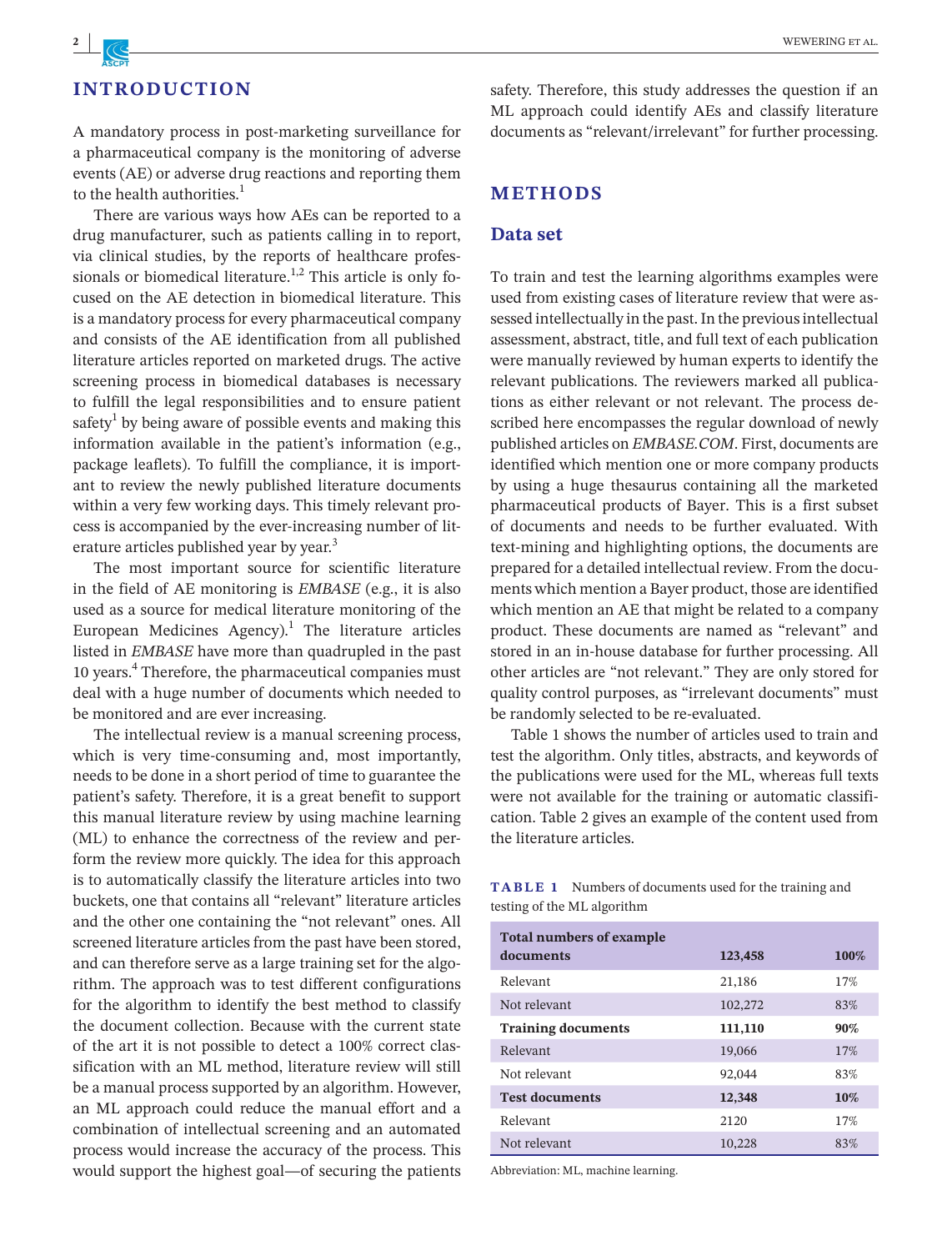## INTRODUCTION

A mandatory process in post-marketing surveillance for a pharmaceutical company is the monitoring of adverse events (AE) or adverse drug reactions and reporting them to the health authorities.[1]

There are various ways how AEs can be reported to a drug manufacturer, such as patients calling in to report, via clinical studies, by the reports of healthcare professionals or biomedical literature.[1,2] This article is only focused on the AE detection in biomedical literature. This is a mandatory process for every pharmaceutical company and consists of the AE identification from all published literature articles reported on marketed drugs. The active screening process in biomedical databases is necessary to fulfill the legal responsibilities and to ensure patient safety[1] by being aware of possible events and making this information available in the patient's information (e.g., package leaflets). To fulfill the compliance, it is important to review the newly published literature documents within a very few working days. This timely relevant process is accompanied by the ever-increasing number of literature articles published year by year.[3]

The most important source for scientific literature in the field of AE monitoring is *EMBASE* (e.g., it is also used as a source for medical literature monitoring of the European Medicines Agency).[1] The literature articles listed in *EMBASE* have more than quadrupled in the past 10 years.[4] Therefore, the pharmaceutical companies must deal with a huge number of documents which needed to be monitored and are ever increasing.

The intellectual review is a manual screening process, which is very time-consuming and, most importantly, needs to be done in a short period of time to guarantee the patient's safety. Therefore, it is a great benefit to support this manual literature review by using machine learning (ML) to enhance the correctness of the review and perform the review more quickly. The idea for this approach is to automatically classify the literature articles into two buckets, one that contains all "relevant" literature articles and the other one containing the "not relevant" ones. All screened literature articles from the past have been stored, and can therefore serve as a large training set for the algorithm. The approach was to test different configurations for the algorithm to identify the best method to classify the document collection. Because with the current state of the art it is not possible to detect a 100% correct classification with an ML method, literature review will still be a manual process supported by an algorithm. However, an ML approach could reduce the manual effort and a combination of intellectual screening and an automated process would increase the accuracy of the process. This would support the highest goal—of securing the patients safety. Therefore, this study addresses the question if an ML approach could identify AEs and classify literature documents as "relevant/irrelevant" for further processing.

## METHODS

### Data set

To train and test the learning algorithms examples were used from existing cases of literature review that were assessed intellectually in the past. In the previous intellectual assessment, abstract, title, and full text of each publication were manually reviewed by human experts to identify the relevant publications. The reviewers marked all publications as either relevant or not relevant. The process described here encompasses the regular download of newly published articles on *EMBASE.COM*. First, documents are identified which mention one or more company products by using a huge thesaurus containing all the marketed pharmaceutical products of Bayer. This is a first subset of documents and needs to be further evaluated. With text-mining and highlighting options, the documents are prepared for a detailed intellectual review. From the documents which mention a Bayer product, those are identified which mention an AE that might be related to a company product. These documents are named as "relevant" and stored in an in-house database for further processing. All other articles are "not relevant." They are only stored for quality control purposes, as "irrelevant documents" must be randomly selected to be re-evaluated.

Table 1 shows the number of articles used to train and test the algorithm. Only titles, abstracts, and keywords of the publications were used for the ML, whereas full texts were not available for the training or automatic classification. Table 2 gives an example of the content used from the literature articles.

**TABLE 1** Numbers of documents used for the training and testing of the ML algorithm

| **Total numbers of example documents** | **123,458** | **100%** |
|---|---|---|
| Relevant | 21,186 | 17% |
| Not relevant | 102,272 | 83% |
| **Training documents** | **111,110** | **90%** |
| Relevant | 19,066 | 17% |
| Not relevant | 92,044 | 83% |
| **Test documents** | **12,348** | **10%** |
| Relevant | 2120 | 17% |
| Not relevant | 10,228 | 83% |

Abbreviation: ML, machine learning.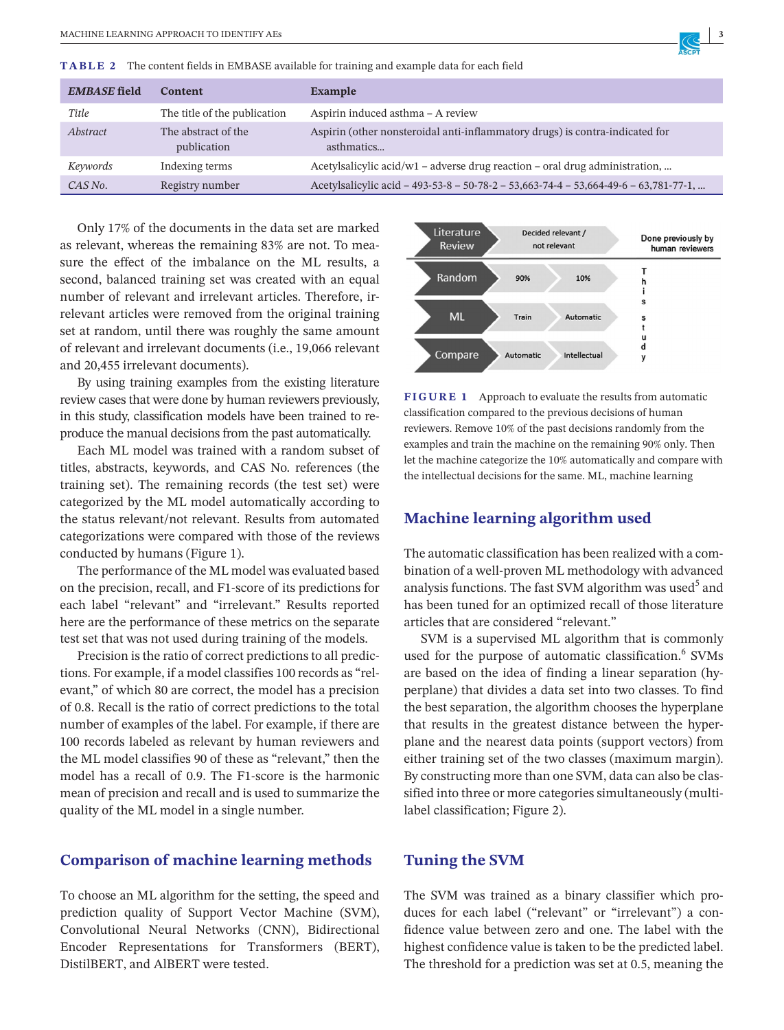**TABLE 2** The content fields in EMBASE available for training and example data for each field

| *EMBASE* field | Content | Example |
|---|---|---|
| *Title* | The title of the publication | Aspirin induced asthma – A review |
| *Abstract* | The abstract of the publication | Aspirin (other nonsteroidal anti-inflammatory drugs) is contra-indicated for asthmatics... |
| *Keywords* | Indexing terms | Acetylsalicylic acid/w1 – adverse drug reaction – oral drug administration, ... |
| *CAS No.* | Registry number | Acetylsalicylic acid – 493-53-8 – 50-78-2 – 53,663-74-4 – 53,664-49-6 – 63,781-77-1, ... |

Only 17% of the documents in the data set are marked as relevant, whereas the remaining 83% are not. To measure the effect of the imbalance on the ML results, a second, balanced training set was created with an equal number of relevant and irrelevant articles. Therefore, irrelevant articles were removed from the original training set at random, until there was roughly the same amount of relevant and irrelevant documents (i.e., 19,066 relevant and 20,455 irrelevant documents).

By using training examples from the existing literature review cases that were done by human reviewers previously, in this study, classification models have been trained to reproduce the manual decisions from the past automatically.

Each ML model was trained with a random subset of titles, abstracts, keywords, and CAS No. references (the training set). The remaining records (the test set) were categorized by the ML model automatically according to the status relevant/not relevant. Results from automated categorizations were compared with those of the reviews conducted by humans (Figure 1).

The performance of the ML model was evaluated based on the precision, recall, and F1-score of its predictions for each label "relevant" and "irrelevant." Results reported here are the performance of these metrics on the separate test set that was not used during training of the models.

Precision is the ratio of correct predictions to all predictions. For example, if a model classifies 100 records as "relevant," of which 80 are correct, the model has a precision of 0.8. Recall is the ratio of correct predictions to the total number of examples of the label. For example, if there are 100 records labeled as relevant by human reviewers and the ML model classifies 90 of these as "relevant," then the model has a recall of 0.9. The F1-score is the harmonic mean of precision and recall and is used to summarize the quality of the ML model in a single number.

## Comparison of machine learning methods

To choose an ML algorithm for the setting, the speed and prediction quality of Support Vector Machine (SVM), Convolutional Neural Networks (CNN), Bidirectional Encoder Representations for Transformers (BERT), DistilBERT, and AlBERT were tested.

| Literature Review | Decided relevant / not relevant | | Done previously by human reviewers |
|---|---|---|---|
| Random | 90% | 10% | This study |
| ML | Train | Automatic | |
| Compare | Automatic | Intellectual | |

**FIGURE 1** Approach to evaluate the results from automatic classification compared to the previous decisions of human reviewers. Remove 10% of the past decisions randomly from the examples and train the machine on the remaining 90% only. Then let the machine categorize the 10% automatically and compare with the intellectual decisions for the same. ML, machine learning

## Machine learning algorithm used

The automatic classification has been realized with a combination of a well-proven ML methodology with advanced analysis functions. The fast SVM algorithm was used[5] and has been tuned for an optimized recall of those literature articles that are considered "relevant."

SVM is a supervised ML algorithm that is commonly used for the purpose of automatic classification.[6] SVMs are based on the idea of finding a linear separation (hyperplane) that divides a data set into two classes. To find the best separation, the algorithm chooses the hyperplane that results in the greatest distance between the hyperplane and the nearest data points (support vectors) from either training set of the two classes (maximum margin). By constructing more than one SVM, data can also be classified into three or more categories simultaneously (multilabel classification; Figure 2).

## Tuning the SVM

The SVM was trained as a binary classifier which produces for each label ("relevant" or "irrelevant") a confidence value between zero and one. The label with the highest confidence value is taken to be the predicted label. The threshold for a prediction was set at 0.5, meaning the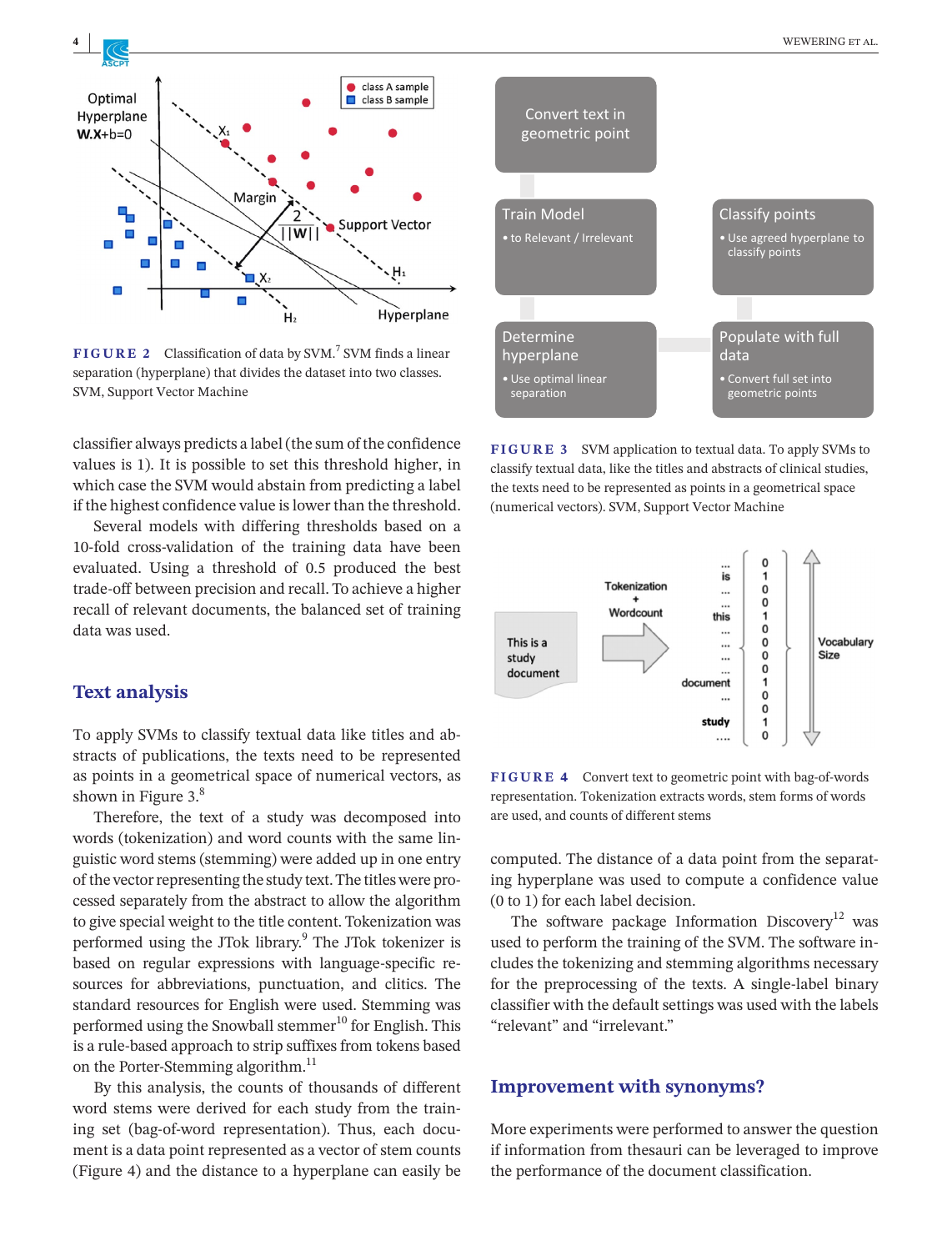**FIGURE 2** Classification of data by SVM.[7] SVM finds a linear separation (hyperplane) that divides the dataset into two classes. SVM, Support Vector Machine

**FIGURE 3** SVM application to textual data. To apply SVMs to classify textual data, like the titles and abstracts of clinical studies, the texts need to be represented as points in a geometrical space (numerical vectors). SVM, Support Vector Machine

classifier always predicts a label (the sum of the confidence values is 1). It is possible to set this threshold higher, in which case the SVM would abstain from predicting a label if the highest confidence value is lower than the threshold.

Several models with differing thresholds based on a 10-fold cross-validation of the training data have been evaluated. Using a threshold of 0.5 produced the best trade-off between precision and recall. To achieve a higher recall of relevant documents, the balanced set of training data was used.

## Text analysis

To apply SVMs to classify textual data like titles and abstracts of publications, the texts need to be represented as points in a geometrical space of numerical vectors, as shown in Figure 3.[8]

Therefore, the text of a study was decomposed into words (tokenization) and word counts with the same linguistic word stems (stemming) were added up in one entry of the vector representing the study text. The titles were processed separately from the abstract to allow the algorithm to give special weight to the title content. Tokenization was performed using the JTok library.[9] The JTok tokenizer is based on regular expressions with language-specific resources for abbreviations, punctuation, and clitics. The standard resources for English were used. Stemming was performed using the Snowball stemmer[10] for English. This is a rule-based approach to strip suffixes from tokens based on the Porter-Stemming algorithm.[11]

By this analysis, the counts of thousands of different word stems were derived for each study from the training set (bag-of-word representation). Thus, each document is a data point represented as a vector of stem counts (Figure 4) and the distance to a hyperplane can easily be computed. The distance of a data point from the separating hyperplane was used to compute a confidence value (0 to 1) for each label decision.

**FIGURE 4** Convert text to geometric point with bag-of-words representation. Tokenization extracts words, stem forms of words are used, and counts of different stems

The software package Information Discovery[12] was used to perform the training of the SVM. The software includes the tokenizing and stemming algorithms necessary for the preprocessing of the texts. A single-label binary classifier with the default settings was used with the labels "relevant" and "irrelevant."

## Improvement with synonyms?

More experiments were performed to answer the question if information from thesauri can be leveraged to improve the performance of the document classification.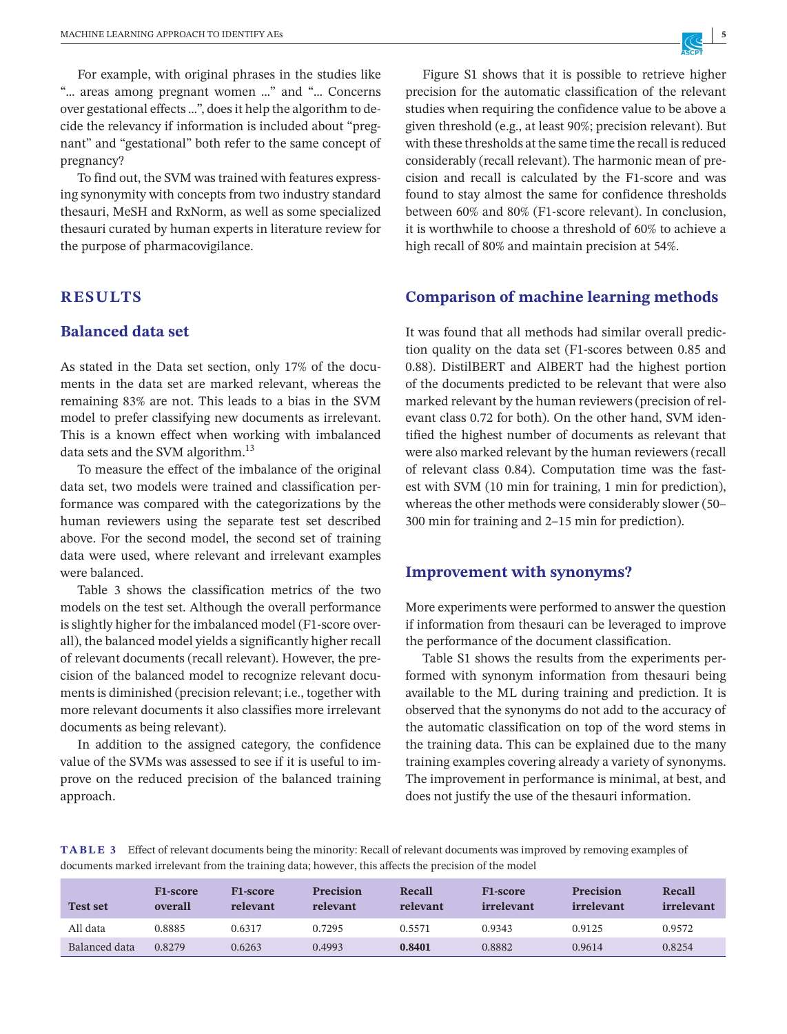For example, with original phrases in the studies like "... areas among pregnant women ..." and "... Concerns over gestational effects ...", does it help the algorithm to decide the relevancy if information is included about "pregnant" and "gestational" both refer to the same concept of pregnancy?

To find out, the SVM was trained with features expressing synonymity with concepts from two industry standard thesauri, MeSH and RxNorm, as well as some specialized thesauri curated by human experts in literature review for the purpose of pharmacovigilance.

# RESULTS

## Balanced data set

As stated in the Data set section, only 17% of the documents in the data set are marked relevant, whereas the remaining 83% are not. This leads to a bias in the SVM model to prefer classifying new documents as irrelevant. This is a known effect when working with imbalanced data sets and the SVM algorithm.[13]

To measure the effect of the imbalance of the original data set, two models were trained and classification performance was compared with the categorizations by the human reviewers using the separate test set described above. For the second model, the second set of training data were used, where relevant and irrelevant examples were balanced.

Table 3 shows the classification metrics of the two models on the test set. Although the overall performance is slightly higher for the imbalanced model (F1-score overall), the balanced model yields a significantly higher recall of relevant documents (recall relevant). However, the precision of the balanced model to recognize relevant documents is diminished (precision relevant; i.e., together with more relevant documents it also classifies more irrelevant documents as being relevant).

In addition to the assigned category, the confidence value of the SVMs was assessed to see if it is useful to improve on the reduced precision of the balanced training approach.

Figure S1 shows that it is possible to retrieve higher precision for the automatic classification of the relevant studies when requiring the confidence value to be above a given threshold (e.g., at least 90%; precision relevant). But with these thresholds at the same time the recall is reduced considerably (recall relevant). The harmonic mean of precision and recall is calculated by the F1-score and was found to stay almost the same for confidence thresholds between 60% and 80% (F1-score relevant). In conclusion, it is worthwhile to choose a threshold of 60% to achieve a high recall of 80% and maintain precision at 54%.

## Comparison of machine learning methods

It was found that all methods had similar overall prediction quality on the data set (F1-scores between 0.85 and 0.88). DistilBERT and AlBERT had the highest portion of the documents predicted to be relevant that were also marked relevant by the human reviewers (precision of relevant class 0.72 for both). On the other hand, SVM identified the highest number of documents as relevant that were also marked relevant by the human reviewers (recall of relevant class 0.84). Computation time was the fastest with SVM (10 min for training, 1 min for prediction), whereas the other methods were considerably slower (50–300 min for training and 2–15 min for prediction).

## Improvement with synonyms?

More experiments were performed to answer the question if information from thesauri can be leveraged to improve the performance of the document classification.

Table S1 shows the results from the experiments performed with synonym information from thesauri being available to the ML during training and prediction. It is observed that the synonyms do not add to the accuracy of the automatic classification on top of the word stems in the training data. This can be explained due to the many training examples covering already a variety of synonyms. The improvement in performance is minimal, at best, and does not justify the use of the thesauri information.

**TABLE 3** Effect of relevant documents being the minority: Recall of relevant documents was improved by removing examples of documents marked irrelevant from the training data; however, this affects the precision of the model

| Test set | F1-score overall | F1-score relevant | Precision relevant | Recall relevant | F1-score irrelevant | Precision irrelevant | Recall irrelevant |
|---|---|---|---|---|---|---|---|
| All data | 0.8885 | 0.6317 | 0.7295 | 0.5571 | 0.9343 | 0.9125 | 0.9572 |
| Balanced data | 0.8279 | 0.6263 | 0.4993 | **0.8401** | 0.8882 | 0.9614 | 0.8254 |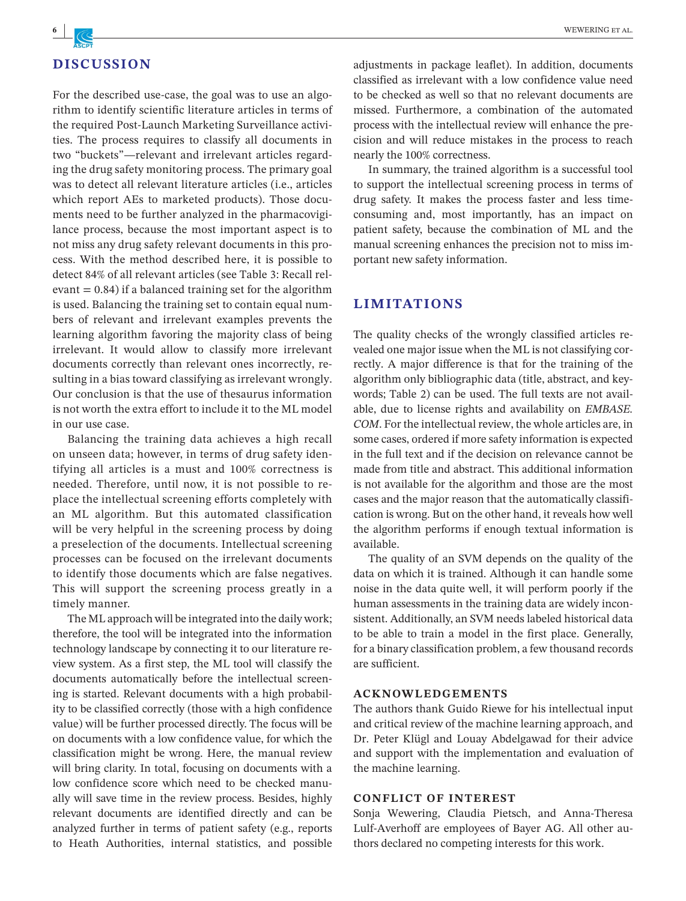## DISCUSSION

For the described use-case, the goal was to use an algorithm to identify scientific literature articles in terms of the required Post-Launch Marketing Surveillance activities. The process requires to classify all documents in two "buckets"—relevant and irrelevant articles regarding the drug safety monitoring process. The primary goal was to detect all relevant literature articles (i.e., articles which report AEs to marketed products). Those documents need to be further analyzed in the pharmacovigilance process, because the most important aspect is to not miss any drug safety relevant documents in this process. With the method described here, it is possible to detect 84% of all relevant articles (see Table 3: Recall relevant = 0.84) if a balanced training set for the algorithm is used. Balancing the training set to contain equal numbers of relevant and irrelevant examples prevents the learning algorithm favoring the majority class of being irrelevant. It would allow to classify more irrelevant documents correctly than relevant ones incorrectly, resulting in a bias toward classifying as irrelevant wrongly. Our conclusion is that the use of thesaurus information is not worth the extra effort to include it to the ML model in our use case.

Balancing the training data achieves a high recall on unseen data; however, in terms of drug safety identifying all articles is a must and 100% correctness is needed. Therefore, until now, it is not possible to replace the intellectual screening efforts completely with an ML algorithm. But this automated classification will be very helpful in the screening process by doing a preselection of the documents. Intellectual screening processes can be focused on the irrelevant documents to identify those documents which are false negatives. This will support the screening process greatly in a timely manner.

The ML approach will be integrated into the daily work; therefore, the tool will be integrated into the information technology landscape by connecting it to our literature review system. As a first step, the ML tool will classify the documents automatically before the intellectual screening is started. Relevant documents with a high probability to be classified correctly (those with a high confidence value) will be further processed directly. The focus will be on documents with a low confidence value, for which the classification might be wrong. Here, the manual review will bring clarity. In total, focusing on documents with a low confidence score which need to be checked manually will save time in the review process. Besides, highly relevant documents are identified directly and can be analyzed further in terms of patient safety (e.g., reports to Heath Authorities, internal statistics, and possible adjustments in package leaflet). In addition, documents classified as irrelevant with a low confidence value need to be checked as well so that no relevant documents are missed. Furthermore, a combination of the automated process with the intellectual review will enhance the precision and will reduce mistakes in the process to reach nearly the 100% correctness.

In summary, the trained algorithm is a successful tool to support the intellectual screening process in terms of drug safety. It makes the process faster and less time-consuming and, most importantly, has an impact on patient safety, because the combination of ML and the manual screening enhances the precision not to miss important new safety information.

## LIMITATIONS

The quality checks of the wrongly classified articles revealed one major issue when the ML is not classifying correctly. A major difference is that for the training of the algorithm only bibliographic data (title, abstract, and keywords; Table 2) can be used. The full texts are not available, due to license rights and availability on *EMBASE.COM*. For the intellectual review, the whole articles are, in some cases, ordered if more safety information is expected in the full text and if the decision on relevance cannot be made from title and abstract. This additional information is not available for the algorithm and those are the most cases and the major reason that the automatically classification is wrong. But on the other hand, it reveals how well the algorithm performs if enough textual information is available.

The quality of an SVM depends on the quality of the data on which it is trained. Although it can handle some noise in the data quite well, it will perform poorly if the human assessments in the training data are widely inconsistent. Additionally, an SVM needs labeled historical data to be able to train a model in the first place. Generally, for a binary classification problem, a few thousand records are sufficient.

### ACKNOWLEDGEMENTS

The authors thank Guido Riewe for his intellectual input and critical review of the machine learning approach, and Dr. Peter Klügl and Louay Abdelgawad for their advice and support with the implementation and evaluation of the machine learning.

### CONFLICT OF INTEREST

Sonja Wewering, Claudia Pietsch, and Anna-Theresa Lulf-Averhoff are employees of Bayer AG. All other authors declared no competing interests for this work.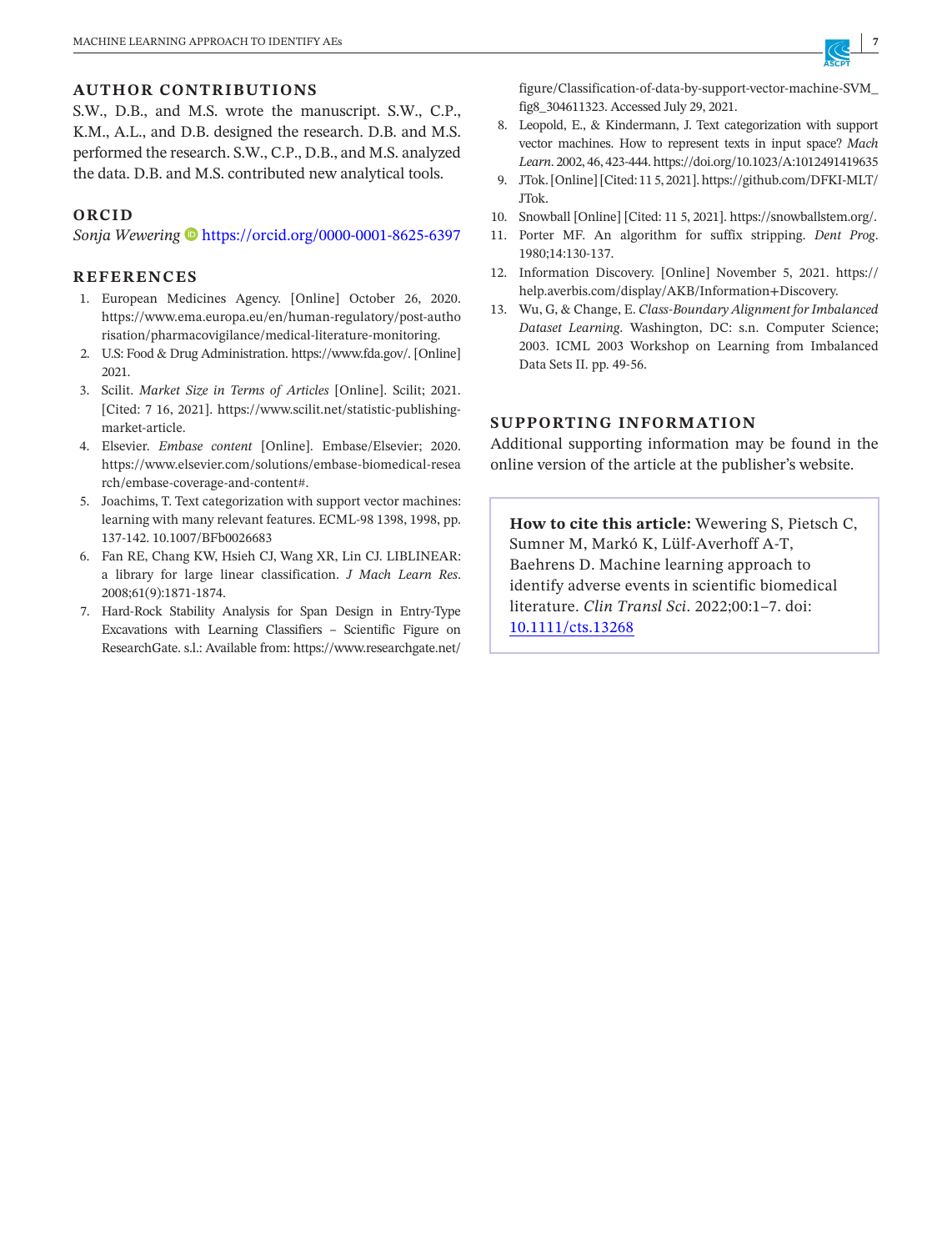## AUTHOR CONTRIBUTIONS

S.W., D.B., and M.S. wrote the manuscript. S.W., C.P., K.M., A.L., and D.B. designed the research. D.B. and M.S. performed the research. S.W., C.P., D.B., and M.S. analyzed the data. D.B. and M.S. contributed new analytical tools.

## ORCID

*Sonja Wewering* https://orcid.org/0000-0001-8625-6397

## REFERENCES

1. European Medicines Agency. [Online] October 26, 2020. https://www.ema.europa.eu/en/human-regulatory/post-authorisation/pharmacovigilance/medical-literature-monitoring.
2. U.S: Food & Drug Administration. https://www.fda.gov/. [Online] 2021.
3. Scilit. *Market Size in Terms of Articles* [Online]. Scilit; 2021. [Cited: 7 16, 2021]. https://www.scilit.net/statistic-publishing-market-article.
4. Elsevier. *Embase content* [Online]. Embase/Elsevier; 2020. https://www.elsevier.com/solutions/embase-biomedical-research/embase-coverage-and-content#.
5. Joachims, T. Text categorization with support vector machines: learning with many relevant features. ECML-98 1398, 1998, pp. 137-142. 10.1007/BFb0026683
6. Fan RE, Chang KW, Hsieh CJ, Wang XR, Lin CJ. LIBLINEAR: a library for large linear classification. *J Mach Learn Res*. 2008;61(9):1871-1874.
7. Hard-Rock Stability Analysis for Span Design in Entry-Type Excavations with Learning Classifiers – Scientific Figure on ResearchGate. s.l.: Available from: https://www.researchgate.net/figure/Classification-of-data-by-support-vector-machine-SVM_fig8_304611323. Accessed July 29, 2021.
8. Leopold, E., & Kindermann, J. Text categorization with support vector machines. How to represent texts in input space? *Mach Learn*. 2002, 46, 423-444. https://doi.org/10.1023/A:1012491419635
9. JTok. [Online] [Cited: 11 5, 2021]. https://github.com/DFKI-MLT/JTok.
10. Snowball [Online] [Cited: 11 5, 2021]. https://snowballstem.org/.
11. Porter MF. An algorithm for suffix stripping. *Dent Prog*. 1980;14:130-137.
12. Information Discovery. [Online] November 5, 2021. https://help.averbis.com/display/AKB/Information+Discovery.
13. Wu, G, & Change, E. *Class-Boundary Alignment for Imbalanced Dataset Learning*. Washington, DC: s.n. Computer Science; 2003. ICML 2003 Workshop on Learning from Imbalanced Data Sets II. pp. 49-56.

## SUPPORTING INFORMATION

Additional supporting information may be found in the online version of the article at the publisher's website.

**How to cite this article:** Wewering S, Pietsch C, Sumner M, Markó K, Lülf-Averhoff A-T, Baehrens D. Machine learning approach to identify adverse events in scientific biomedical literature. *Clin Transl Sci*. 2022;00:1–7. doi:10.1111/cts.13268